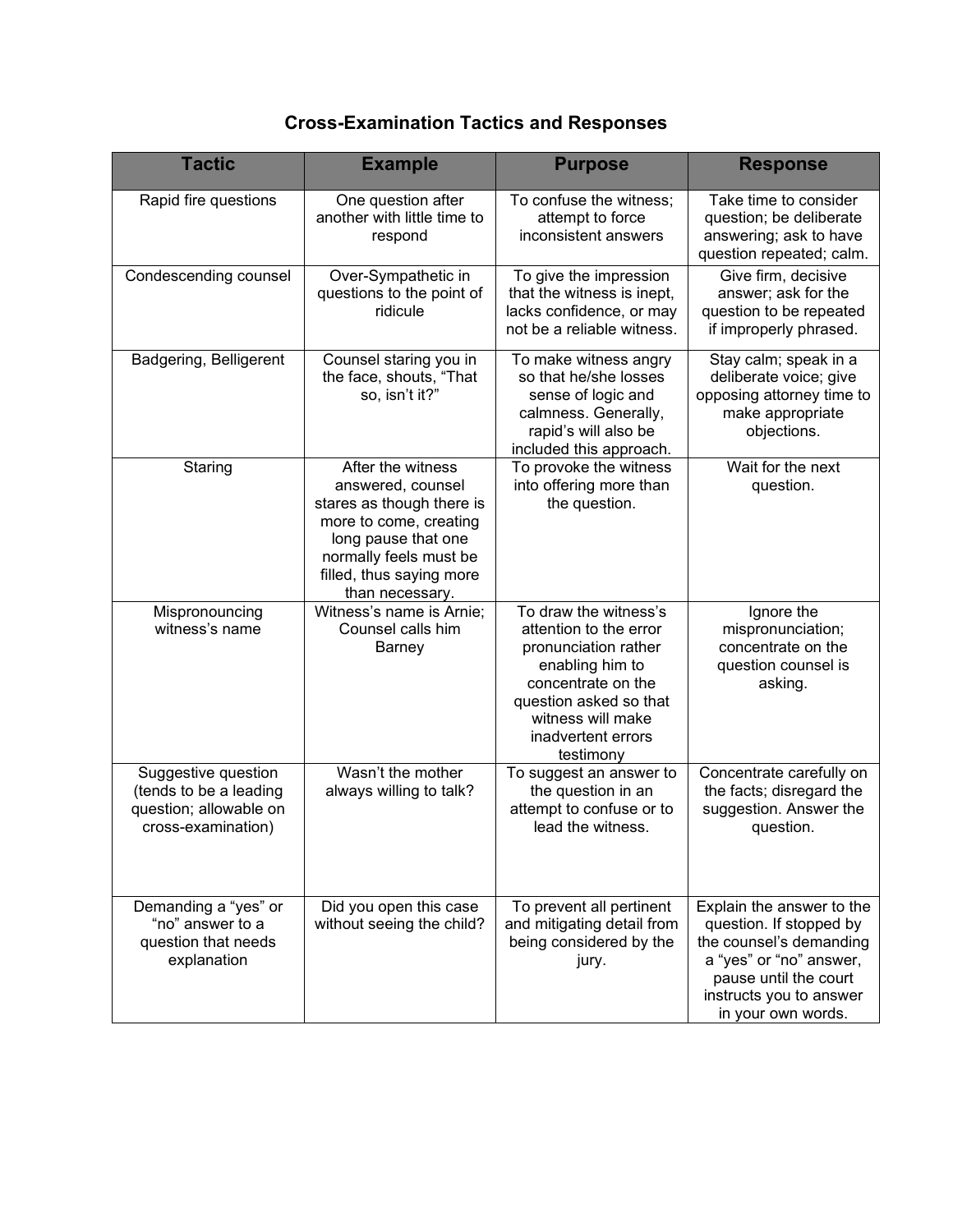## Cross-Examination Tactics and Responses

| Tactic | Example | Purpose | Response |
|---|---|---|---|
| Rapid fire questions | One question after another with little time to respond | To confuse the witness; attempt to force inconsistent answers | Take time to consider question; be deliberate answering; ask to have question repeated; calm. |
| Condescending counsel | Over-Sympathetic in questions to the point of ridicule | To give the impression that the witness is inept, lacks confidence, or may not be a reliable witness. | Give firm, decisive answer; ask for the question to be repeated if improperly phrased. |
| Badgering, Belligerent | Counsel staring you in the face, shouts, "That so, isn't it?" | To make witness angry so that he/she losses sense of logic and calmness. Generally, rapid's will also be included this approach. | Stay calm; speak in a deliberate voice; give opposing attorney time to make appropriate objections. |
| Staring | After the witness answered, counsel stares as though there is more to come, creating long pause that one normally feels must be filled, thus saying more than necessary. | To provoke the witness into offering more than the question. | Wait for the next question. |
| Mispronouncing witness's name | Witness's name is Arnie; Counsel calls him Barney | To draw the witness's attention to the error pronunciation rather enabling him to concentrate on the question asked so that witness will make inadvertent errors testimony | Ignore the mispronunciation; concentrate on the question counsel is asking. |
| Suggestive question (tends to be a leading question; allowable on cross-examination) | Wasn't the mother always willing to talk? | To suggest an answer to the question in an attempt to confuse or to lead the witness. | Concentrate carefully on the facts; disregard the suggestion. Answer the question. |
| Demanding a "yes" or "no" answer to a question that needs explanation | Did you open this case without seeing the child? | To prevent all pertinent and mitigating detail from being considered by the jury. | Explain the answer to the question. If stopped by the counsel's demanding a "yes" or "no" answer, pause until the court instructs you to answer in your own words. |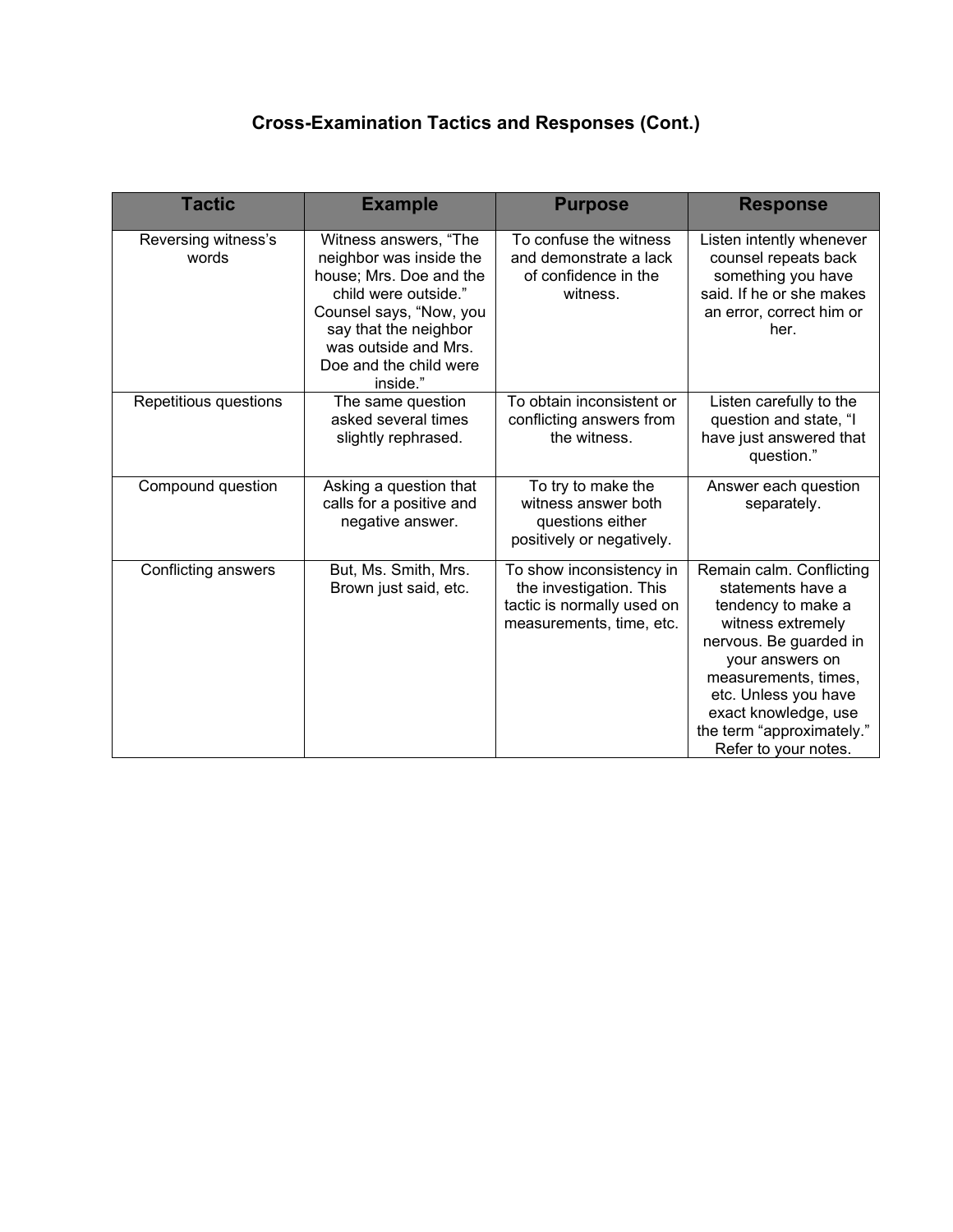# Cross-Examination Tactics and Responses (Cont.)

| Tactic | Example | Purpose | Response |
|---|---|---|---|
| Reversing witness's words | Witness answers, "The neighbor was inside the house; Mrs. Doe and the child were outside." Counsel says, "Now, you say that the neighbor was outside and Mrs. Doe and the child were inside." | To confuse the witness and demonstrate a lack of confidence in the witness. | Listen intently whenever counsel repeats back something you have said. If he or she makes an error, correct him or her. |
| Repetitious questions | The same question asked several times slightly rephrased. | To obtain inconsistent or conflicting answers from the witness. | Listen carefully to the question and state, "I have just answered that question." |
| Compound question | Asking a question that calls for a positive and negative answer. | To try to make the witness answer both questions either positively or negatively. | Answer each question separately. |
| Conflicting answers | But, Ms. Smith, Mrs. Brown just said, etc. | To show inconsistency in the investigation. This tactic is normally used on measurements, time, etc. | Remain calm. Conflicting statements have a tendency to make a witness extremely nervous. Be guarded in your answers on measurements, times, etc. Unless you have exact knowledge, use the term "approximately." Refer to your notes. |